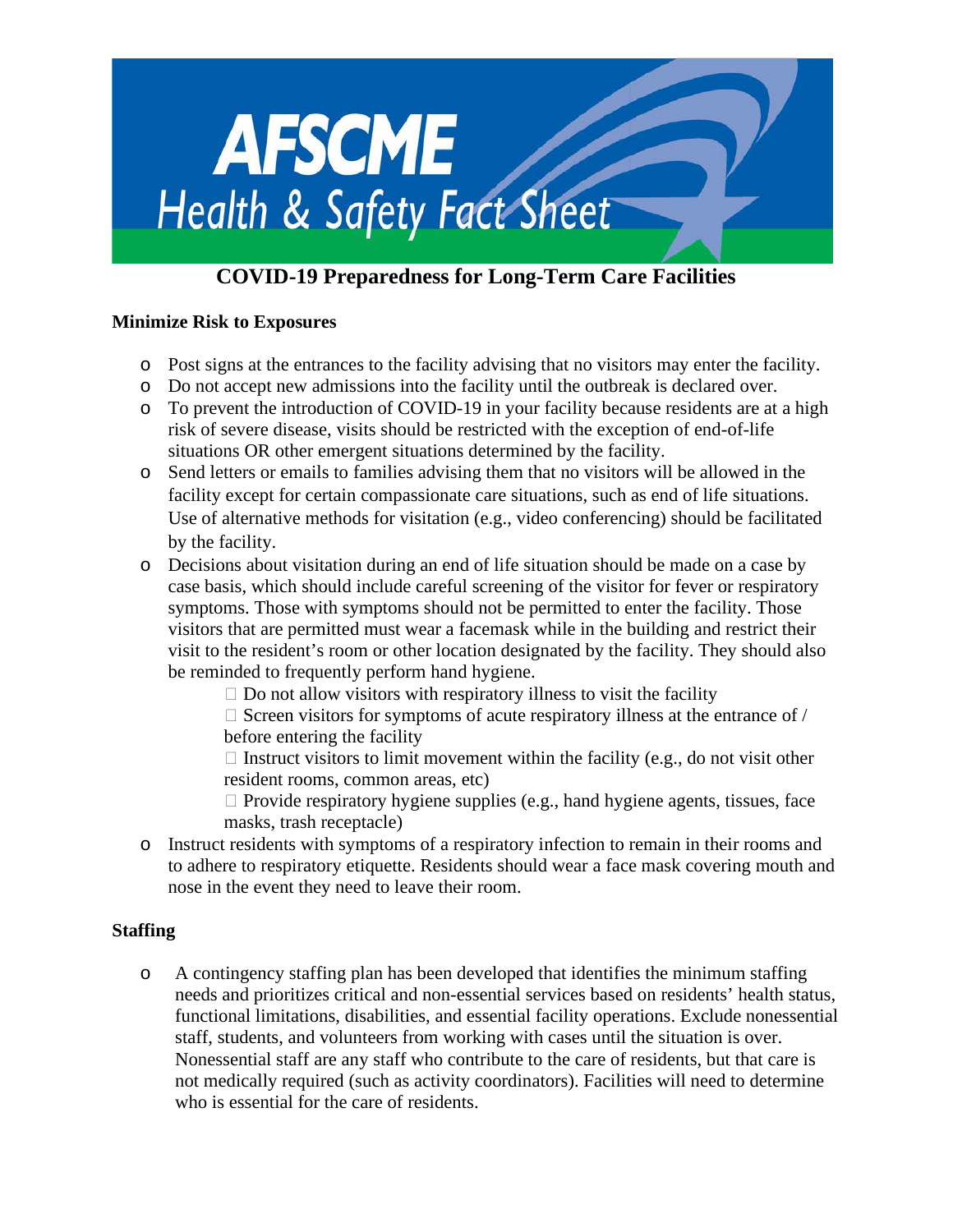# AFSCME Health & Safety Fact Sheet

## COVID-19 Preparedness for Long-Term Care Facilities

### Minimize Risk to Exposures

- Post signs at the entrances to the facility advising that no visitors may enter the facility.
- Do not accept new admissions into the facility until the outbreak is declared over.
- To prevent the introduction of COVID-19 in your facility because residents are at a high risk of severe disease, visits should be restricted with the exception of end-of-life situations OR other emergent situations determined by the facility.
- Send letters or emails to families advising them that no visitors will be allowed in the facility except for certain compassionate care situations, such as end of life situations. Use of alternative methods for visitation (e.g., video conferencing) should be facilitated by the facility.
- Decisions about visitation during an end of life situation should be made on a case by case basis, which should include careful screening of the visitor for fever or respiratory symptoms. Those with symptoms should not be permitted to enter the facility. Those visitors that are permitted must wear a facemask while in the building and restrict their visit to the resident's room or other location designated by the facility. They should also be reminded to frequently perform hand hygiene.
  - Do not allow visitors with respiratory illness to visit the facility
  - Screen visitors for symptoms of acute respiratory illness at the entrance of / before entering the facility
  - Instruct visitors to limit movement within the facility (e.g., do not visit other resident rooms, common areas, etc)
  - Provide respiratory hygiene supplies (e.g., hand hygiene agents, tissues, face masks, trash receptacle)
- Instruct residents with symptoms of a respiratory infection to remain in their rooms and to adhere to respiratory etiquette. Residents should wear a face mask covering mouth and nose in the event they need to leave their room.

### Staffing

- A contingency staffing plan has been developed that identifies the minimum staffing needs and prioritizes critical and non-essential services based on residents' health status, functional limitations, disabilities, and essential facility operations. Exclude nonessential staff, students, and volunteers from working with cases until the situation is over. Nonessential staff are any staff who contribute to the care of residents, but that care is not medically required (such as activity coordinators). Facilities will need to determine who is essential for the care of residents.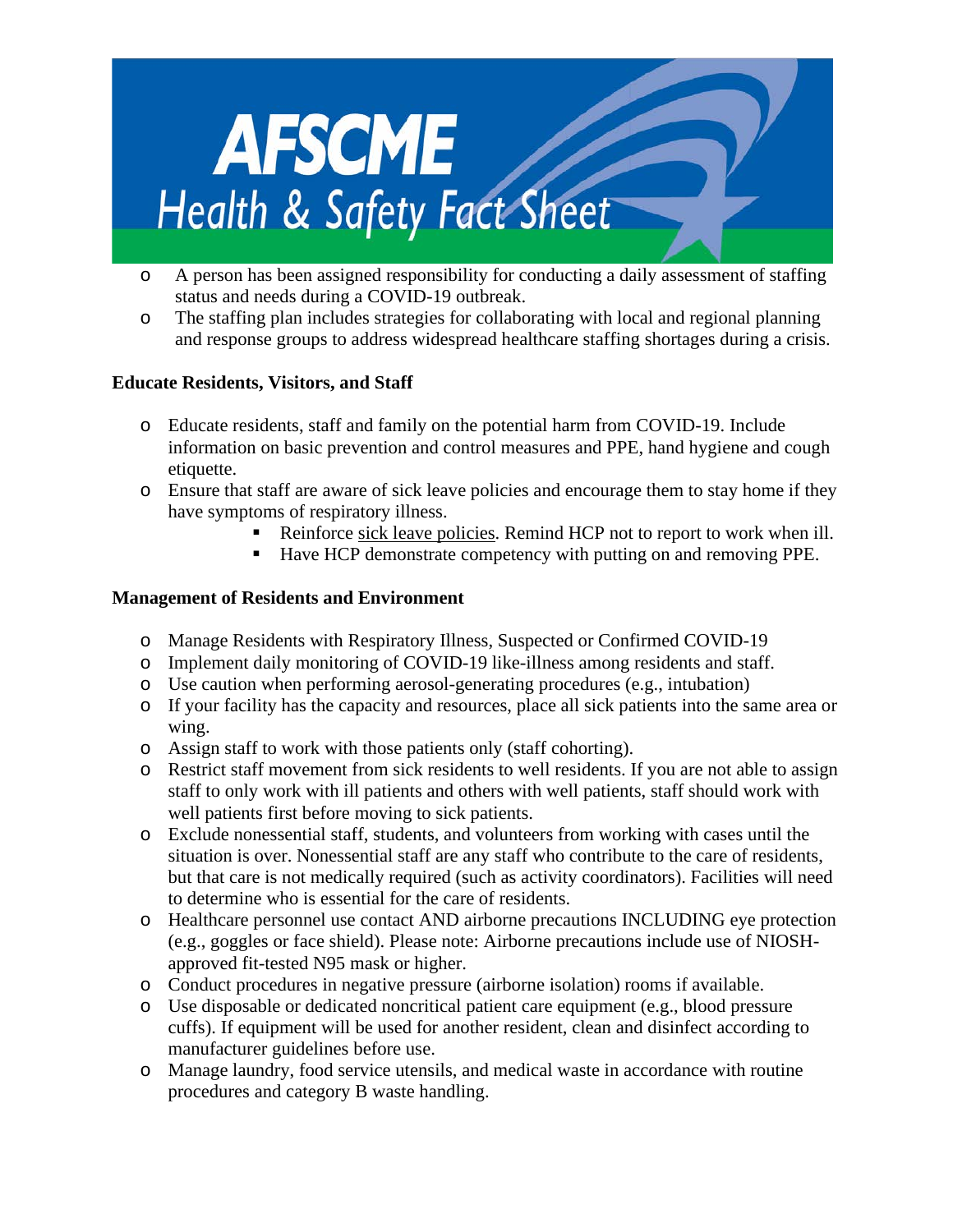- A person has been assigned responsibility for conducting a daily assessment of staffing status and needs during a COVID-19 outbreak.
- The staffing plan includes strategies for collaborating with local and regional planning and response groups to address widespread healthcare staffing shortages during a crisis.

**Educate Residents, Visitors, and Staff**

- Educate residents, staff and family on the potential harm from COVID-19. Include information on basic prevention and control measures and PPE, hand hygiene and cough etiquette.
- Ensure that staff are aware of sick leave policies and encourage them to stay home if they have symptoms of respiratory illness.
  - Reinforce sick leave policies. Remind HCP not to report to work when ill.
  - Have HCP demonstrate competency with putting on and removing PPE.

**Management of Residents and Environment**

- Manage Residents with Respiratory Illness, Suspected or Confirmed COVID-19
- Implement daily monitoring of COVID-19 like-illness among residents and staff.
- Use caution when performing aerosol-generating procedures (e.g., intubation)
- If your facility has the capacity and resources, place all sick patients into the same area or wing.
- Assign staff to work with those patients only (staff cohorting).
- Restrict staff movement from sick residents to well residents. If you are not able to assign staff to only work with ill patients and others with well patients, staff should work with well patients first before moving to sick patients.
- Exclude nonessential staff, students, and volunteers from working with cases until the situation is over. Nonessential staff are any staff who contribute to the care of residents, but that care is not medically required (such as activity coordinators). Facilities will need to determine who is essential for the care of residents.
- Healthcare personnel use contact AND airborne precautions INCLUDING eye protection (e.g., goggles or face shield). Please note: Airborne precautions include use of NIOSH-approved fit-tested N95 mask or higher.
- Conduct procedures in negative pressure (airborne isolation) rooms if available.
- Use disposable or dedicated noncritical patient care equipment (e.g., blood pressure cuffs). If equipment will be used for another resident, clean and disinfect according to manufacturer guidelines before use.
- Manage laundry, food service utensils, and medical waste in accordance with routine procedures and category B waste handling.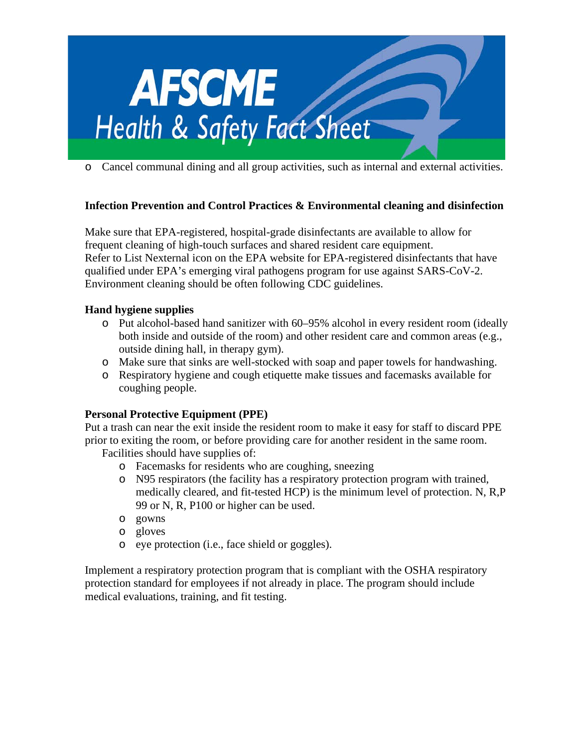- Cancel communal dining and all group activities, such as internal and external activities.

**Infection Prevention and Control Practices & Environmental cleaning and disinfection**

Make sure that EPA-registered, hospital-grade disinfectants are available to allow for frequent cleaning of high-touch surfaces and shared resident care equipment.
Refer to List Nexternal icon on the EPA website for EPA-registered disinfectants that have qualified under EPA's emerging viral pathogens program for use against SARS-CoV-2. Environment cleaning should be often following CDC guidelines.

**Hand hygiene supplies**

- Put alcohol-based hand sanitizer with 60–95% alcohol in every resident room (ideally both inside and outside of the room) and other resident care and common areas (e.g., outside dining hall, in therapy gym).
- Make sure that sinks are well-stocked with soap and paper towels for handwashing.
- Respiratory hygiene and cough etiquette make tissues and facemasks available for coughing people.

**Personal Protective Equipment (PPE)**

Put a trash can near the exit inside the resident room to make it easy for staff to discard PPE prior to exiting the room, or before providing care for another resident in the same room.

Facilities should have supplies of:

- Facemasks for residents who are coughing, sneezing
- N95 respirators (the facility has a respiratory protection program with trained, medically cleared, and fit-tested HCP) is the minimum level of protection. N, R,P 99 or N, R, P100 or higher can be used.
- gowns
- gloves
- eye protection (i.e., face shield or goggles).

Implement a respiratory protection program that is compliant with the OSHA respiratory protection standard for employees if not already in place. The program should include medical evaluations, training, and fit testing.